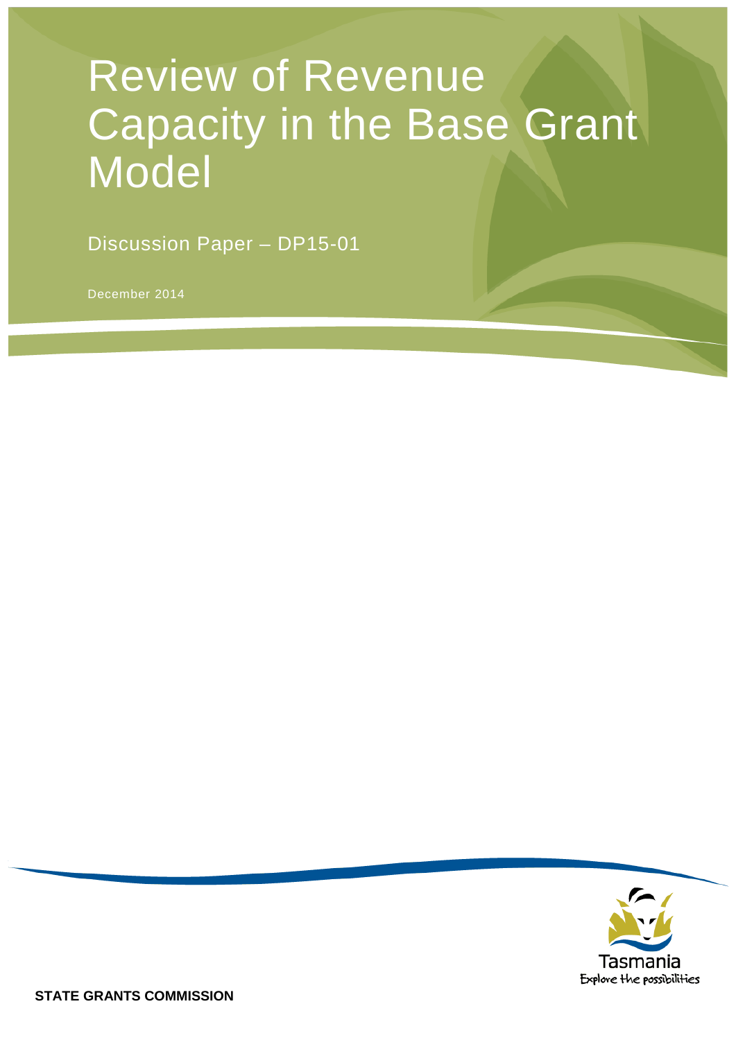# Review of Revenue Capacity in the Base Grant Model

Discussion Paper – DP15-01

December 2014

Tasmania
Explore the possibilities

**STATE GRANTS COMMISSION**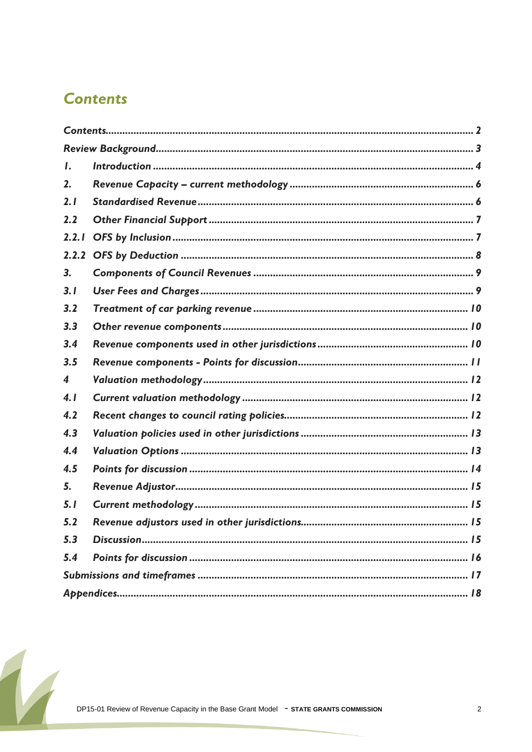# Contents

| | | |
|---|---|---|
| Contents | | 2 |
| Review Background | | 3 |
| 1. | Introduction | 4 |
| 2. | Revenue Capacity – current methodology | 6 |
| 2.1 | Standardised Revenue | 6 |
| 2.2 | Other Financial Support | 7 |
| 2.2.1 | OFS by Inclusion | 7 |
| 2.2.2 | OFS by Deduction | 8 |
| 3. | Components of Council Revenues | 9 |
| 3.1 | User Fees and Charges | 9 |
| 3.2 | Treatment of car parking revenue | 10 |
| 3.3 | Other revenue components | 10 |
| 3.4 | Revenue components used in other jurisdictions | 10 |
| 3.5 | Revenue components - Points for discussion | 11 |
| 4 | Valuation methodology | 12 |
| 4.1 | Current valuation methodology | 12 |
| 4.2 | Recent changes to council rating policies | 12 |
| 4.3 | Valuation policies used in other jurisdictions | 13 |
| 4.4 | Valuation Options | 13 |
| 4.5 | Points for discussion | 14 |
| 5. | Revenue Adjustor | 15 |
| 5.1 | Current methodology | 15 |
| 5.2 | Revenue adjustors used in other jurisdictions | 15 |
| 5.3 | Discussion | 15 |
| 5.4 | Points for discussion | 16 |
| Submissions and timeframes | | 17 |
| Appendices | | 18 |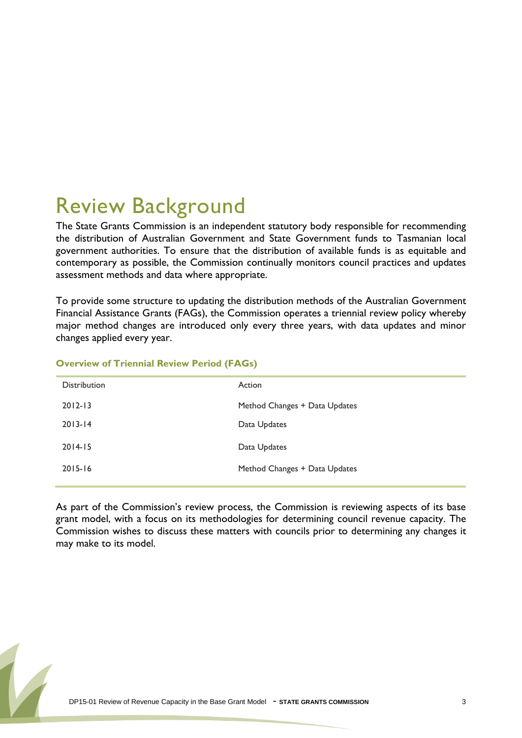# Review Background

The State Grants Commission is an independent statutory body responsible for recommending the distribution of Australian Government and State Government funds to Tasmanian local government authorities. To ensure that the distribution of available funds is as equitable and contemporary as possible, the Commission continually monitors council practices and updates assessment methods and data where appropriate.

To provide some structure to updating the distribution methods of the Australian Government Financial Assistance Grants (FAGs), the Commission operates a triennial review policy whereby major method changes are introduced only every three years, with data updates and minor changes applied every year.

**Overview of Triennial Review Period (FAGs)**

| Distribution | Action |
|---|---|
| 2012-13 | Method Changes + Data Updates |
| 2013-14 | Data Updates |
| 2014-15 | Data Updates |
| 2015-16 | Method Changes + Data Updates |

As part of the Commission's review process, the Commission is reviewing aspects of its base grant model, with a focus on its methodologies for determining council revenue capacity. The Commission wishes to discuss these matters with councils prior to determining any changes it may make to its model.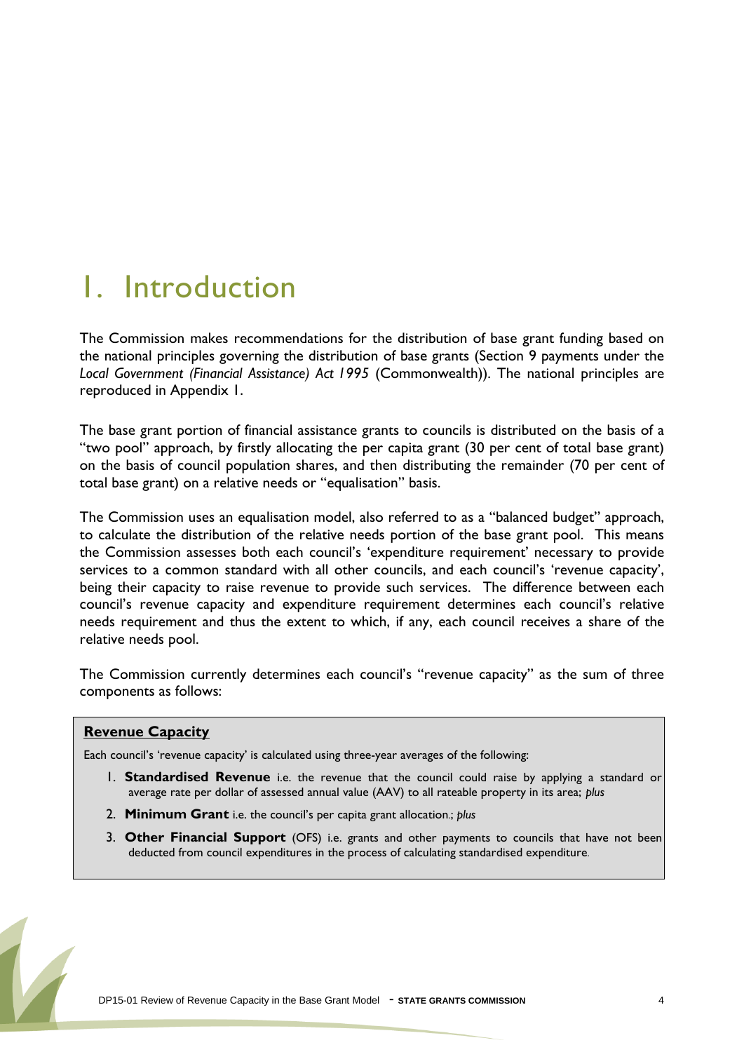# 1. Introduction

The Commission makes recommendations for the distribution of base grant funding based on the national principles governing the distribution of base grants (Section 9 payments under the *Local Government (Financial Assistance) Act 1995* (Commonwealth)). The national principles are reproduced in Appendix 1.

The base grant portion of financial assistance grants to councils is distributed on the basis of a "two pool" approach, by firstly allocating the per capita grant (30 per cent of total base grant) on the basis of council population shares, and then distributing the remainder (70 per cent of total base grant) on a relative needs or "equalisation" basis.

The Commission uses an equalisation model, also referred to as a "balanced budget" approach, to calculate the distribution of the relative needs portion of the base grant pool. This means the Commission assesses both each council's 'expenditure requirement' necessary to provide services to a common standard with all other councils, and each council's 'revenue capacity', being their capacity to raise revenue to provide such services. The difference between each council's revenue capacity and expenditure requirement determines each council's relative needs requirement and thus the extent to which, if any, each council receives a share of the relative needs pool.

The Commission currently determines each council's "revenue capacity" as the sum of three components as follows:

**Revenue Capacity**

Each council's 'revenue capacity' is calculated using three-year averages of the following:

1. **Standardised Revenue** i.e. the revenue that the council could raise by applying a standard or average rate per dollar of assessed annual value (AAV) to all rateable property in its area; *plus*
2. **Minimum Grant** i.e. the council's per capita grant allocation.; *plus*
3. **Other Financial Support** (OFS) i.e. grants and other payments to councils that have not been deducted from council expenditures in the process of calculating standardised expenditure.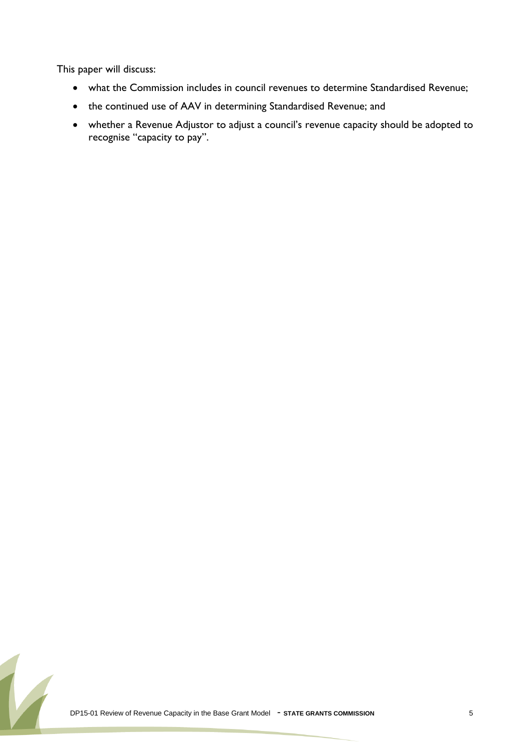This paper will discuss:

- what the Commission includes in council revenues to determine Standardised Revenue;
- the continued use of AAV in determining Standardised Revenue; and
- whether a Revenue Adjustor to adjust a council's revenue capacity should be adopted to recognise "capacity to pay".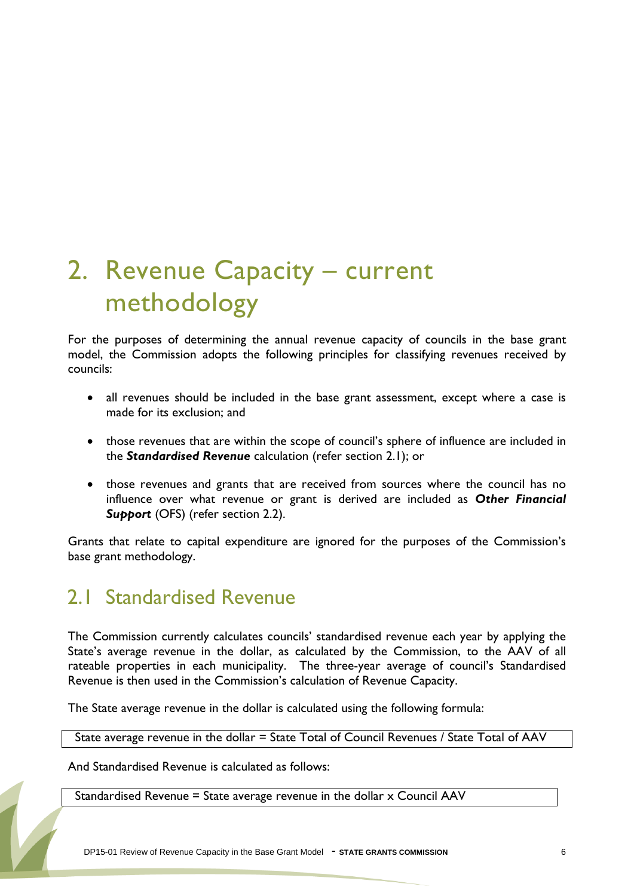# 2. Revenue Capacity – current methodology

For the purposes of determining the annual revenue capacity of councils in the base grant model, the Commission adopts the following principles for classifying revenues received by councils:

- all revenues should be included in the base grant assessment, except where a case is made for its exclusion; and
- those revenues that are within the scope of council's sphere of influence are included in the ***Standardised Revenue*** calculation (refer section 2.1); or
- those revenues and grants that are received from sources where the council has no influence over what revenue or grant is derived are included as ***Other Financial Support*** (OFS) (refer section 2.2).

Grants that relate to capital expenditure are ignored for the purposes of the Commission's base grant methodology.

## 2.1 Standardised Revenue

The Commission currently calculates councils' standardised revenue each year by applying the State's average revenue in the dollar, as calculated by the Commission, to the AAV of all rateable properties in each municipality. The three-year average of council's Standardised Revenue is then used in the Commission's calculation of Revenue Capacity.

The State average revenue in the dollar is calculated using the following formula:

State average revenue in the dollar = State Total of Council Revenues / State Total of AAV

And Standardised Revenue is calculated as follows:

Standardised Revenue = State average revenue in the dollar x Council AAV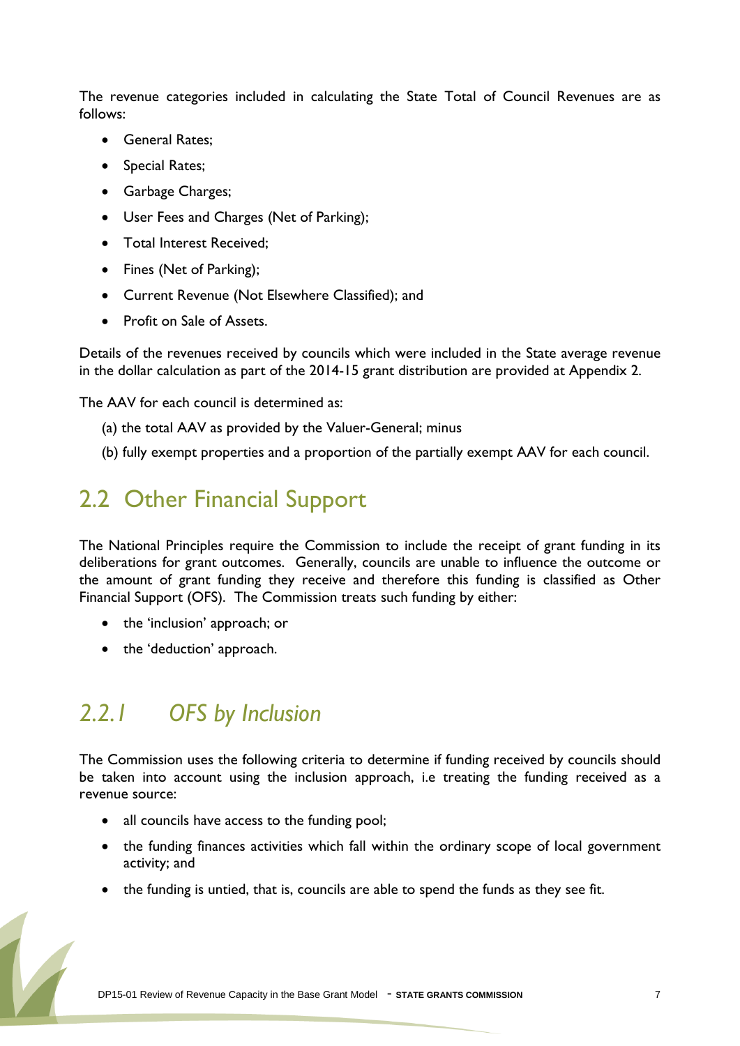The revenue categories included in calculating the State Total of Council Revenues are as follows:

- General Rates;
- Special Rates;
- Garbage Charges;
- User Fees and Charges (Net of Parking);
- Total Interest Received;
- Fines (Net of Parking);
- Current Revenue (Not Elsewhere Classified); and
- Profit on Sale of Assets.

Details of the revenues received by councils which were included in the State average revenue in the dollar calculation as part of the 2014-15 grant distribution are provided at Appendix 2.

The AAV for each council is determined as:

(a) the total AAV as provided by the Valuer-General; minus

(b) fully exempt properties and a proportion of the partially exempt AAV for each council.

## 2.2 Other Financial Support

The National Principles require the Commission to include the receipt of grant funding in its deliberations for grant outcomes. Generally, councils are unable to influence the outcome or the amount of grant funding they receive and therefore this funding is classified as Other Financial Support (OFS). The Commission treats such funding by either:

- the 'inclusion' approach; or
- the 'deduction' approach.

### *2.2.1 OFS by Inclusion*

The Commission uses the following criteria to determine if funding received by councils should be taken into account using the inclusion approach, i.e treating the funding received as a revenue source:

- all councils have access to the funding pool;
- the funding finances activities which fall within the ordinary scope of local government activity; and
- the funding is untied, that is, councils are able to spend the funds as they see fit.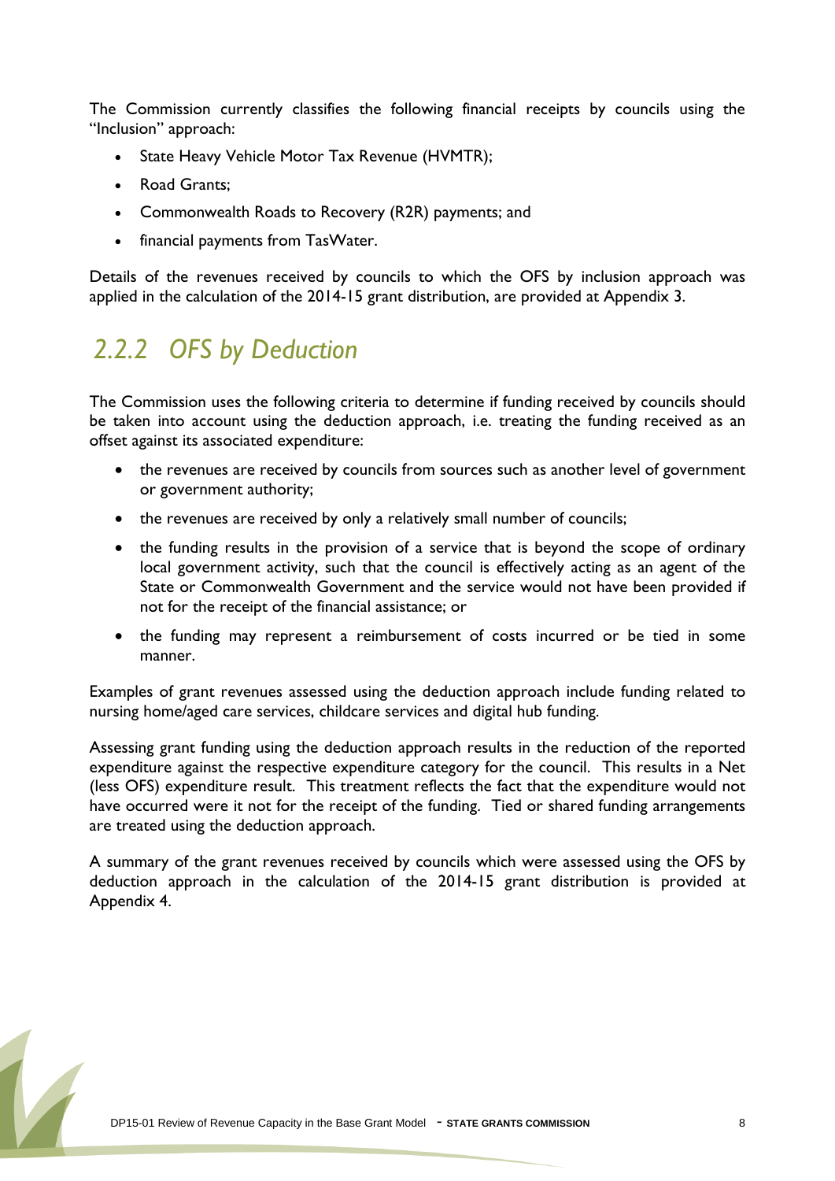The Commission currently classifies the following financial receipts by councils using the "Inclusion" approach:

- State Heavy Vehicle Motor Tax Revenue (HVMTR);
- Road Grants;
- Commonwealth Roads to Recovery (R2R) payments; and
- financial payments from TasWater.

Details of the revenues received by councils to which the OFS by inclusion approach was applied in the calculation of the 2014-15 grant distribution, are provided at Appendix 3.

### *2.2.2 OFS by Deduction*

The Commission uses the following criteria to determine if funding received by councils should be taken into account using the deduction approach, i.e. treating the funding received as an offset against its associated expenditure:

- the revenues are received by councils from sources such as another level of government or government authority;
- the revenues are received by only a relatively small number of councils;
- the funding results in the provision of a service that is beyond the scope of ordinary local government activity, such that the council is effectively acting as an agent of the State or Commonwealth Government and the service would not have been provided if not for the receipt of the financial assistance; or
- the funding may represent a reimbursement of costs incurred or be tied in some manner.

Examples of grant revenues assessed using the deduction approach include funding related to nursing home/aged care services, childcare services and digital hub funding.

Assessing grant funding using the deduction approach results in the reduction of the reported expenditure against the respective expenditure category for the council. This results in a Net (less OFS) expenditure result. This treatment reflects the fact that the expenditure would not have occurred were it not for the receipt of the funding. Tied or shared funding arrangements are treated using the deduction approach.

A summary of the grant revenues received by councils which were assessed using the OFS by deduction approach in the calculation of the 2014-15 grant distribution is provided at Appendix 4.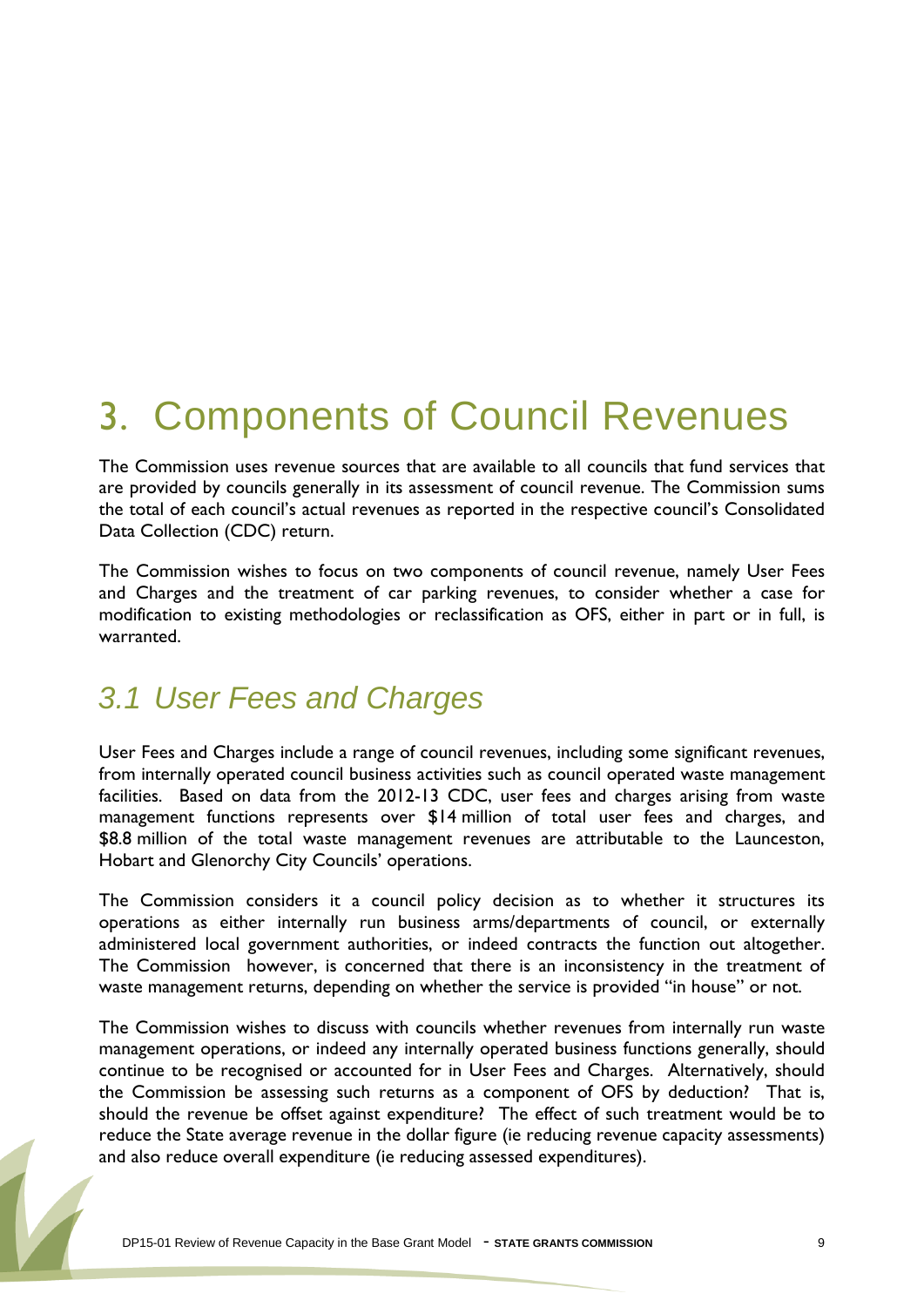# 3. Components of Council Revenues

The Commission uses revenue sources that are available to all councils that fund services that are provided by councils generally in its assessment of council revenue. The Commission sums the total of each council's actual revenues as reported in the respective council's Consolidated Data Collection (CDC) return.

The Commission wishes to focus on two components of council revenue, namely User Fees and Charges and the treatment of car parking revenues, to consider whether a case for modification to existing methodologies or reclassification as OFS, either in part or in full, is warranted.

## *3.1 User Fees and Charges*

User Fees and Charges include a range of council revenues, including some significant revenues, from internally operated council business activities such as council operated waste management facilities. Based on data from the 2012-13 CDC, user fees and charges arising from waste management functions represents over $14 million of total user fees and charges, and $8.8 million of the total waste management revenues are attributable to the Launceston, Hobart and Glenorchy City Councils' operations.

The Commission considers it a council policy decision as to whether it structures its operations as either internally run business arms/departments of council, or externally administered local government authorities, or indeed contracts the function out altogether. The Commission however, is concerned that there is an inconsistency in the treatment of waste management returns, depending on whether the service is provided "in house" or not.

The Commission wishes to discuss with councils whether revenues from internally run waste management operations, or indeed any internally operated business functions generally, should continue to be recognised or accounted for in User Fees and Charges. Alternatively, should the Commission be assessing such returns as a component of OFS by deduction? That is, should the revenue be offset against expenditure? The effect of such treatment would be to reduce the State average revenue in the dollar figure (ie reducing revenue capacity assessments) and also reduce overall expenditure (ie reducing assessed expenditures).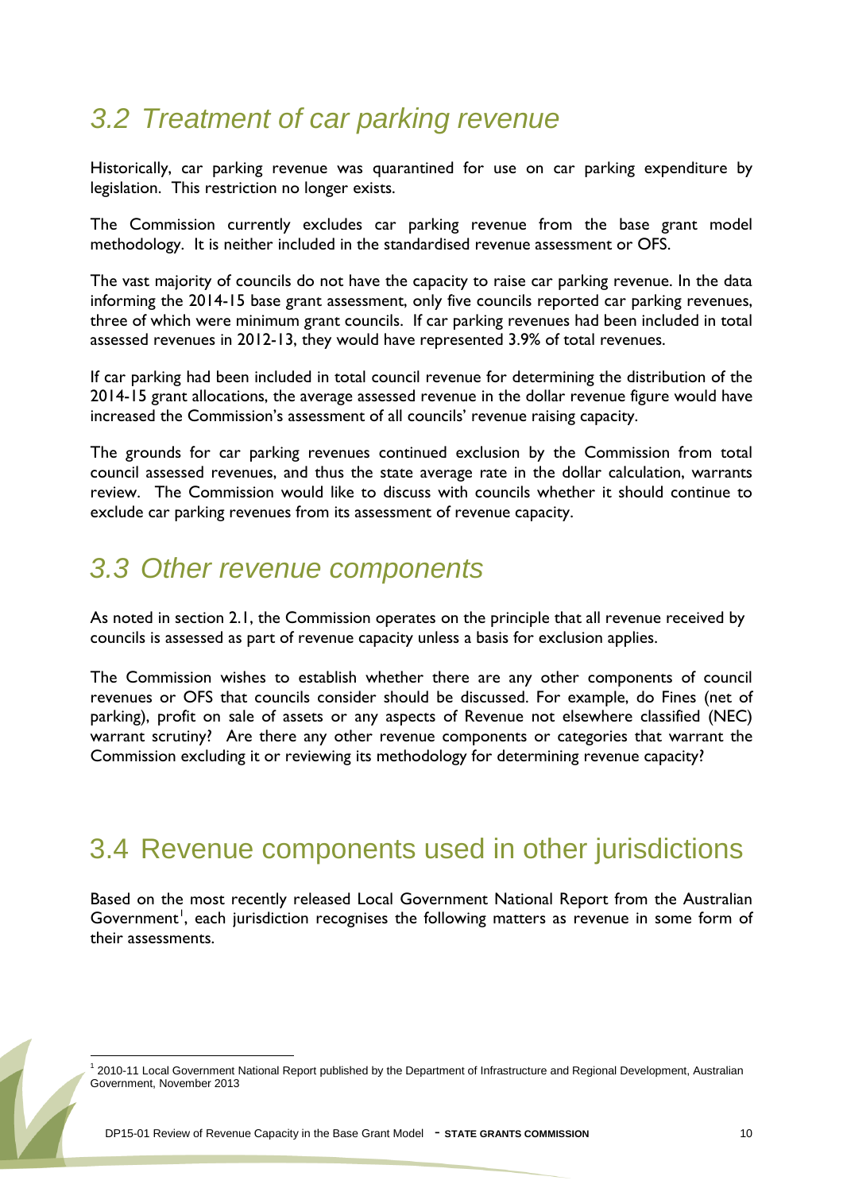## 3.2 Treatment of car parking revenue

Historically, car parking revenue was quarantined for use on car parking expenditure by legislation. This restriction no longer exists.

The Commission currently excludes car parking revenue from the base grant model methodology. It is neither included in the standardised revenue assessment or OFS.

The vast majority of councils do not have the capacity to raise car parking revenue. In the data informing the 2014-15 base grant assessment, only five councils reported car parking revenues, three of which were minimum grant councils. If car parking revenues had been included in total assessed revenues in 2012-13, they would have represented 3.9% of total revenues.

If car parking had been included in total council revenue for determining the distribution of the 2014-15 grant allocations, the average assessed revenue in the dollar revenue figure would have increased the Commission's assessment of all councils' revenue raising capacity.

The grounds for car parking revenues continued exclusion by the Commission from total council assessed revenues, and thus the state average rate in the dollar calculation, warrants review. The Commission would like to discuss with councils whether it should continue to exclude car parking revenues from its assessment of revenue capacity.

## 3.3 Other revenue components

As noted in section 2.1, the Commission operates on the principle that all revenue received by councils is assessed as part of revenue capacity unless a basis for exclusion applies.

The Commission wishes to establish whether there are any other components of council revenues or OFS that councils consider should be discussed. For example, do Fines (net of parking), profit on sale of assets or any aspects of Revenue not elsewhere classified (NEC) warrant scrutiny? Are there any other revenue components or categories that warrant the Commission excluding it or reviewing its methodology for determining revenue capacity?

## 3.4 Revenue components used in other jurisdictions

Based on the most recently released Local Government National Report from the Australian Government[1], each jurisdiction recognises the following matters as revenue in some form of their assessments.

[1] 2010-11 Local Government National Report published by the Department of Infrastructure and Regional Development, Australian Government, November 2013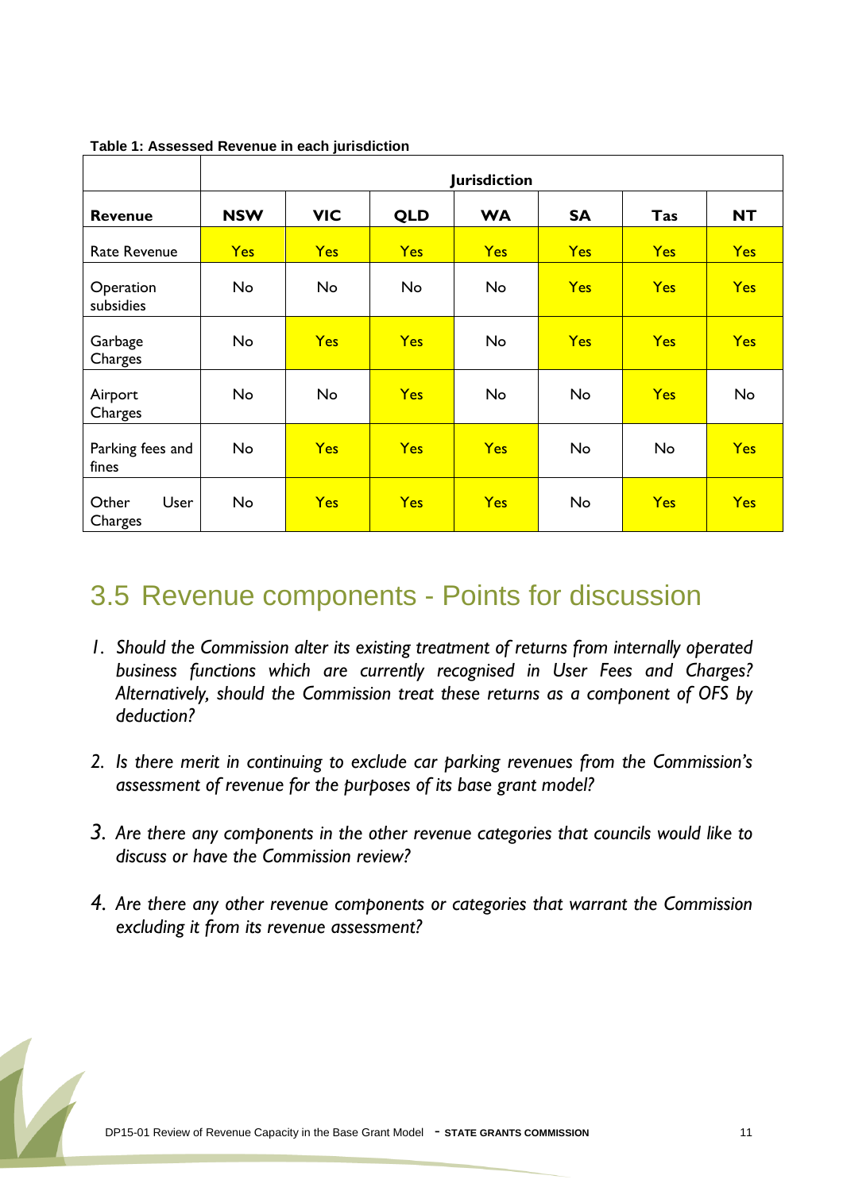**Table 1: Assessed Revenue in each jurisdiction**

| | Jurisdiction | | | | | | |
|---|---|---|---|---|---|---|---|
| **Revenue** | **NSW** | **VIC** | **QLD** | **WA** | **SA** | **Tas** | **NT** |
| Rate Revenue | Yes | Yes | Yes | Yes | Yes | Yes | Yes |
| Operation subsidies | No | No | No | No | Yes | Yes | Yes |
| Garbage Charges | No | Yes | Yes | No | Yes | Yes | Yes |
| Airport Charges | No | No | Yes | No | No | Yes | No |
| Parking fees and fines | No | Yes | Yes | Yes | No | No | Yes |
| Other User Charges | No | Yes | Yes | Yes | No | Yes | Yes |

## 3.5 Revenue components - Points for discussion

1. *Should the Commission alter its existing treatment of returns from internally operated business functions which are currently recognised in User Fees and Charges? Alternatively, should the Commission treat these returns as a component of OFS by deduction?*

2. *Is there merit in continuing to exclude car parking revenues from the Commission's assessment of revenue for the purposes of its base grant model?*

3. *Are there any components in the other revenue categories that councils would like to discuss or have the Commission review?*

4. *Are there any other revenue components or categories that warrant the Commission excluding it from its revenue assessment?*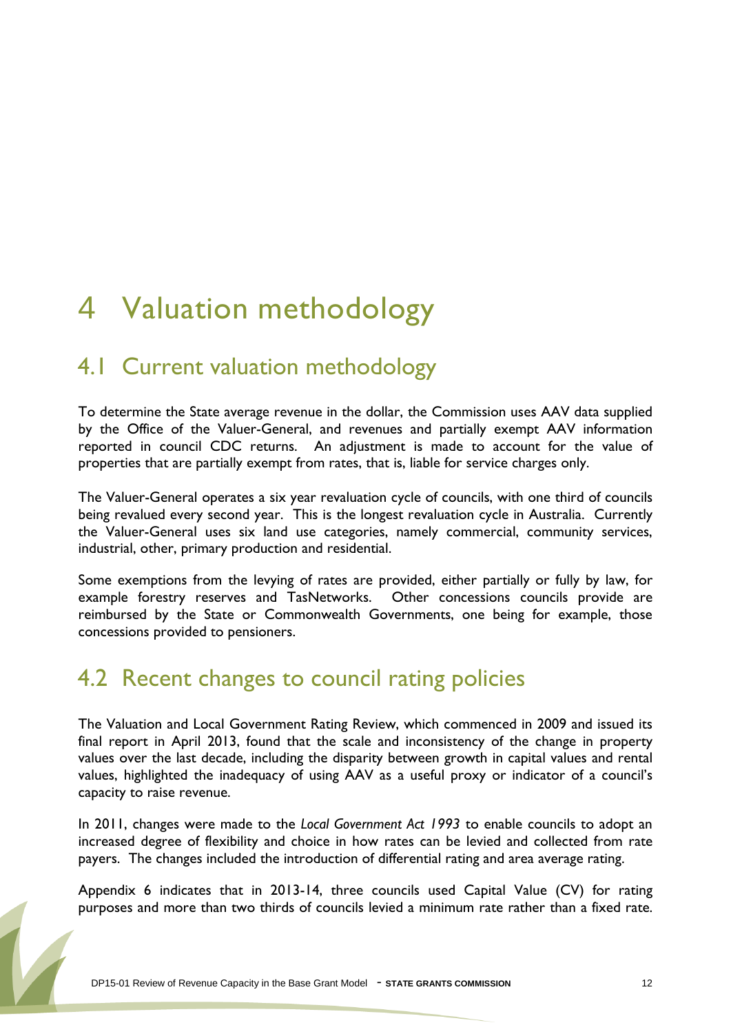# 4 Valuation methodology

## 4.1 Current valuation methodology

To determine the State average revenue in the dollar, the Commission uses AAV data supplied by the Office of the Valuer-General, and revenues and partially exempt AAV information reported in council CDC returns. An adjustment is made to account for the value of properties that are partially exempt from rates, that is, liable for service charges only.

The Valuer-General operates a six year revaluation cycle of councils, with one third of councils being revalued every second year. This is the longest revaluation cycle in Australia. Currently the Valuer-General uses six land use categories, namely commercial, community services, industrial, other, primary production and residential.

Some exemptions from the levying of rates are provided, either partially or fully by law, for example forestry reserves and TasNetworks. Other concessions councils provide are reimbursed by the State or Commonwealth Governments, one being for example, those concessions provided to pensioners.

## 4.2 Recent changes to council rating policies

The Valuation and Local Government Rating Review, which commenced in 2009 and issued its final report in April 2013, found that the scale and inconsistency of the change in property values over the last decade, including the disparity between growth in capital values and rental values, highlighted the inadequacy of using AAV as a useful proxy or indicator of a council's capacity to raise revenue.

In 2011, changes were made to the *Local Government Act 1993* to enable councils to adopt an increased degree of flexibility and choice in how rates can be levied and collected from rate payers. The changes included the introduction of differential rating and area average rating.

Appendix 6 indicates that in 2013-14, three councils used Capital Value (CV) for rating purposes and more than two thirds of councils levied a minimum rate rather than a fixed rate.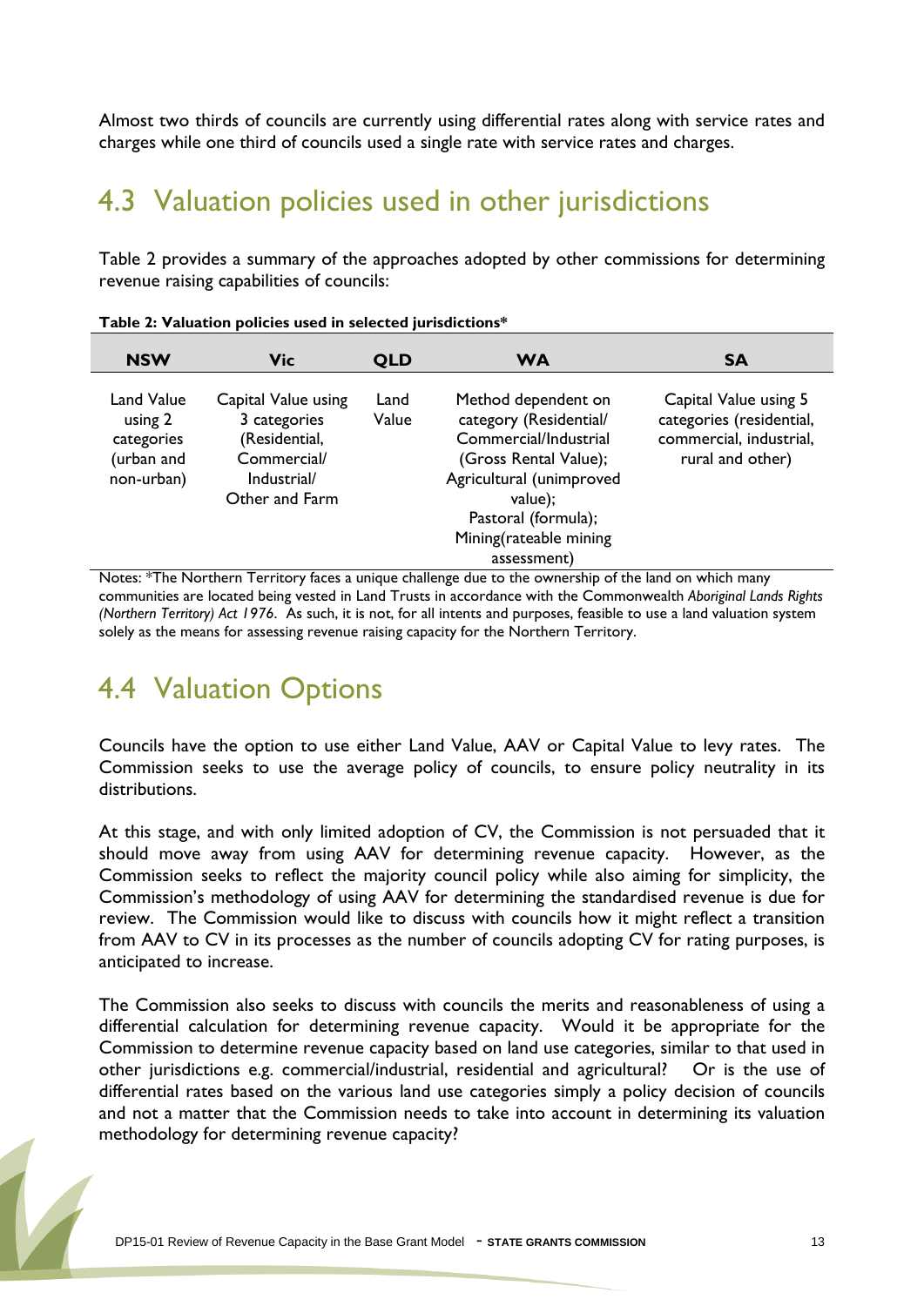Almost two thirds of councils are currently using differential rates along with service rates and charges while one third of councils used a single rate with service rates and charges.

## 4.3 Valuation policies used in other jurisdictions

Table 2 provides a summary of the approaches adopted by other commissions for determining revenue raising capabilities of councils:

**Table 2: Valuation policies used in selected jurisdictions***

| NSW | Vic | QLD | WA | SA |
|---|---|---|---|---|
| Land Value using 2 categories (urban and non-urban) | Capital Value using 3 categories (Residential, Commercial/ Industrial/ Other and Farm | Land Value | Method dependent on category (Residential/ Commercial/Industrial (Gross Rental Value); Agricultural (unimproved value); Pastoral (formula); Mining(rateable mining assessment) | Capital Value using 5 categories (residential, commercial, industrial, rural and other) |

Notes: *The Northern Territory faces a unique challenge due to the ownership of the land on which many communities are located being vested in Land Trusts in accordance with the Commonwealth *Aboriginal Lands Rights (Northern Territory) Act 1976*. As such, it is not, for all intents and purposes, feasible to use a land valuation system solely as the means for assessing revenue raising capacity for the Northern Territory.

## 4.4 Valuation Options

Councils have the option to use either Land Value, AAV or Capital Value to levy rates. The Commission seeks to use the average policy of councils, to ensure policy neutrality in its distributions.

At this stage, and with only limited adoption of CV, the Commission is not persuaded that it should move away from using AAV for determining revenue capacity. However, as the Commission seeks to reflect the majority council policy while also aiming for simplicity, the Commission's methodology of using AAV for determining the standardised revenue is due for review. The Commission would like to discuss with councils how it might reflect a transition from AAV to CV in its processes as the number of councils adopting CV for rating purposes, is anticipated to increase.

The Commission also seeks to discuss with councils the merits and reasonableness of using a differential calculation for determining revenue capacity. Would it be appropriate for the Commission to determine revenue capacity based on land use categories, similar to that used in other jurisdictions e.g. commercial/industrial, residential and agricultural? Or is the use of differential rates based on the various land use categories simply a policy decision of councils and not a matter that the Commission needs to take into account in determining its valuation methodology for determining revenue capacity?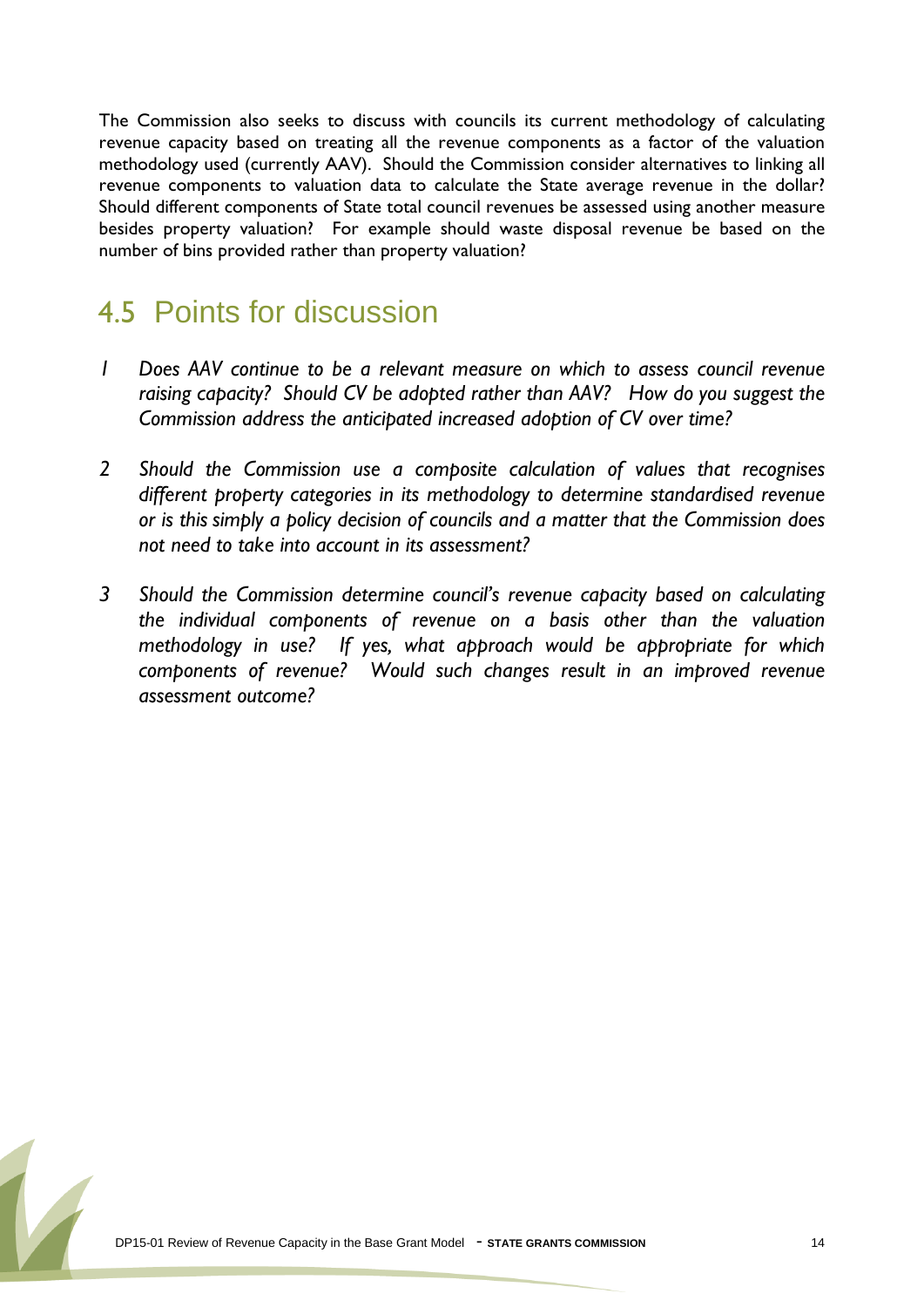The Commission also seeks to discuss with councils its current methodology of calculating revenue capacity based on treating all the revenue components as a factor of the valuation methodology used (currently AAV). Should the Commission consider alternatives to linking all revenue components to valuation data to calculate the State average revenue in the dollar? Should different components of State total council revenues be assessed using another measure besides property valuation? For example should waste disposal revenue be based on the number of bins provided rather than property valuation?

## 4.5 Points for discussion

1. *Does AAV continue to be a relevant measure on which to assess council revenue raising capacity? Should CV be adopted rather than AAV? How do you suggest the Commission address the anticipated increased adoption of CV over time?*

2. *Should the Commission use a composite calculation of values that recognises different property categories in its methodology to determine standardised revenue or is this simply a policy decision of councils and a matter that the Commission does not need to take into account in its assessment?*

3. *Should the Commission determine council's revenue capacity based on calculating the individual components of revenue on a basis other than the valuation methodology in use? If yes, what approach would be appropriate for which components of revenue? Would such changes result in an improved revenue assessment outcome?*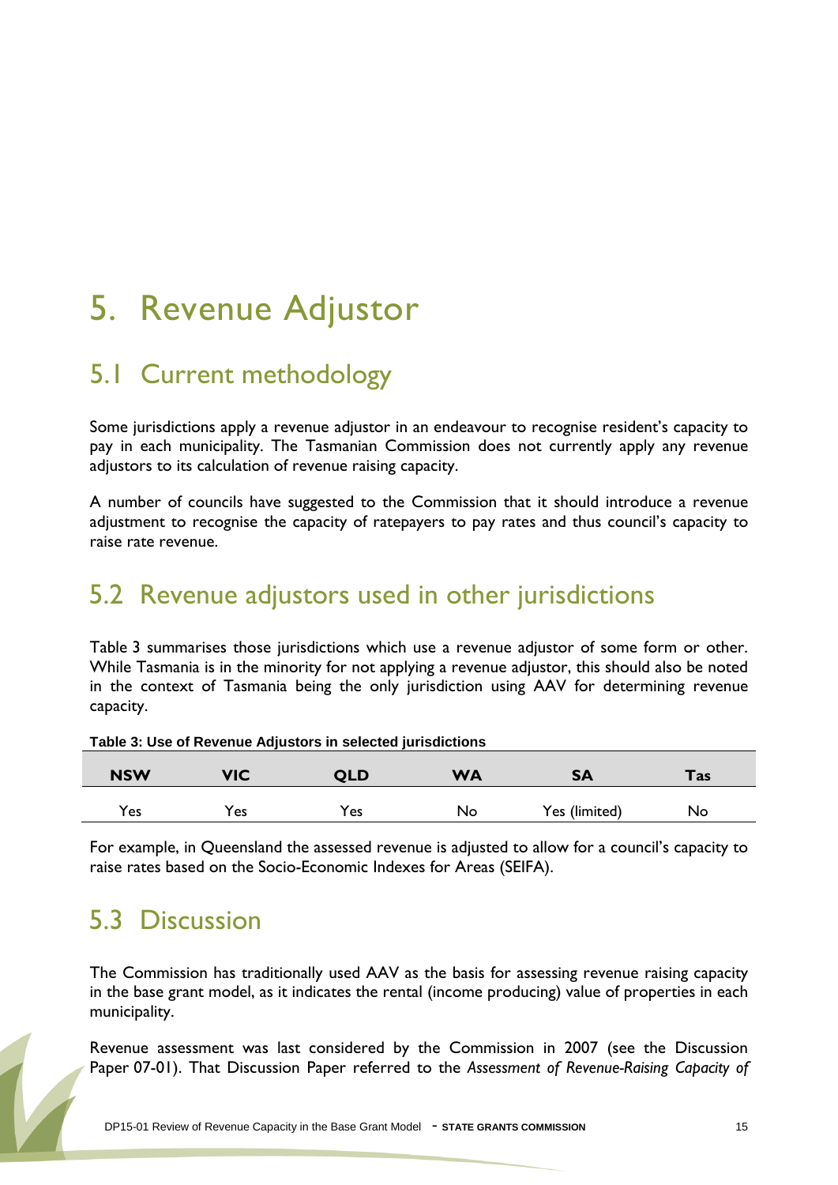# 5. Revenue Adjustor

## 5.1 Current methodology

Some jurisdictions apply a revenue adjustor in an endeavour to recognise resident's capacity to pay in each municipality. The Tasmanian Commission does not currently apply any revenue adjustors to its calculation of revenue raising capacity.

A number of councils have suggested to the Commission that it should introduce a revenue adjustment to recognise the capacity of ratepayers to pay rates and thus council's capacity to raise rate revenue.

## 5.2 Revenue adjustors used in other jurisdictions

Table 3 summarises those jurisdictions which use a revenue adjustor of some form or other. While Tasmania is in the minority for not applying a revenue adjustor, this should also be noted in the context of Tasmania being the only jurisdiction using AAV for determining revenue capacity.

**Table 3: Use of Revenue Adjustors in selected jurisdictions**

| NSW | VIC | QLD | WA | SA | Tas |
|---|---|---|---|---|---|
| Yes | Yes | Yes | No | Yes (limited) | No |

For example, in Queensland the assessed revenue is adjusted to allow for a council's capacity to raise rates based on the Socio-Economic Indexes for Areas (SEIFA).

## 5.3 Discussion

The Commission has traditionally used AAV as the basis for assessing revenue raising capacity in the base grant model, as it indicates the rental (income producing) value of properties in each municipality.

Revenue assessment was last considered by the Commission in 2007 (see the Discussion Paper 07-01). That Discussion Paper referred to the *Assessment of Revenue-Raising Capacity of*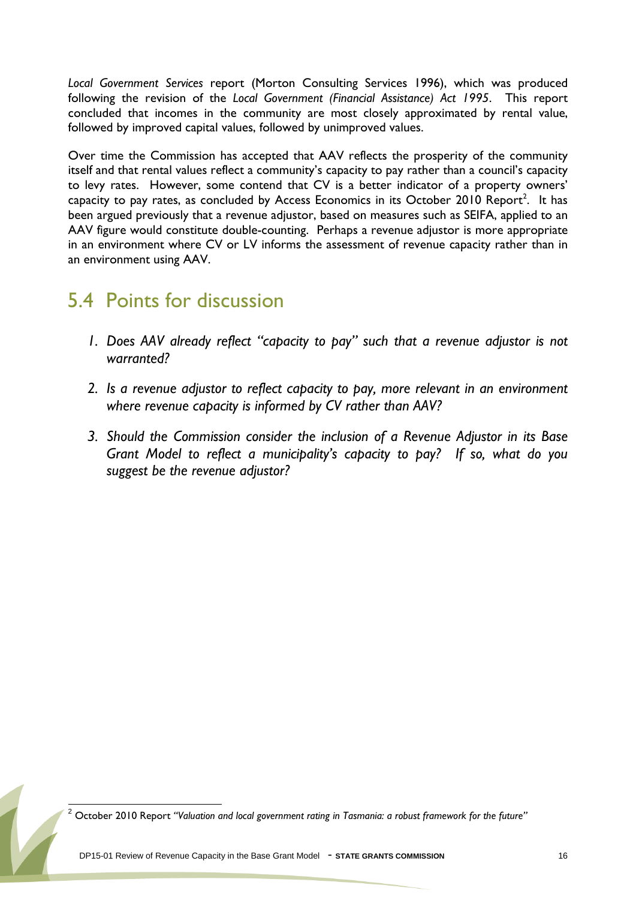*Local Government Services* report (Morton Consulting Services 1996), which was produced following the revision of the *Local Government (Financial Assistance) Act 1995*. This report concluded that incomes in the community are most closely approximated by rental value, followed by improved capital values, followed by unimproved values.

Over time the Commission has accepted that AAV reflects the prosperity of the community itself and that rental values reflect a community's capacity to pay rather than a council's capacity to levy rates. However, some contend that CV is a better indicator of a property owners' capacity to pay rates, as concluded by Access Economics in its October 2010 Report[2]. It has been argued previously that a revenue adjustor, based on measures such as SEIFA, applied to an AAV figure would constitute double-counting. Perhaps a revenue adjustor is more appropriate in an environment where CV or LV informs the assessment of revenue capacity rather than in an environment using AAV.

## 5.4 Points for discussion

1. *Does AAV already reflect "capacity to pay" such that a revenue adjustor is not warranted?*
2. *Is a revenue adjustor to reflect capacity to pay, more relevant in an environment where revenue capacity is informed by CV rather than AAV?*
3. *Should the Commission consider the inclusion of a Revenue Adjustor in its Base Grant Model to reflect a municipality's capacity to pay? If so, what do you suggest be the revenue adjustor?*

---

[2] October 2010 Report *"Valuation and local government rating in Tasmania: a robust framework for the future"*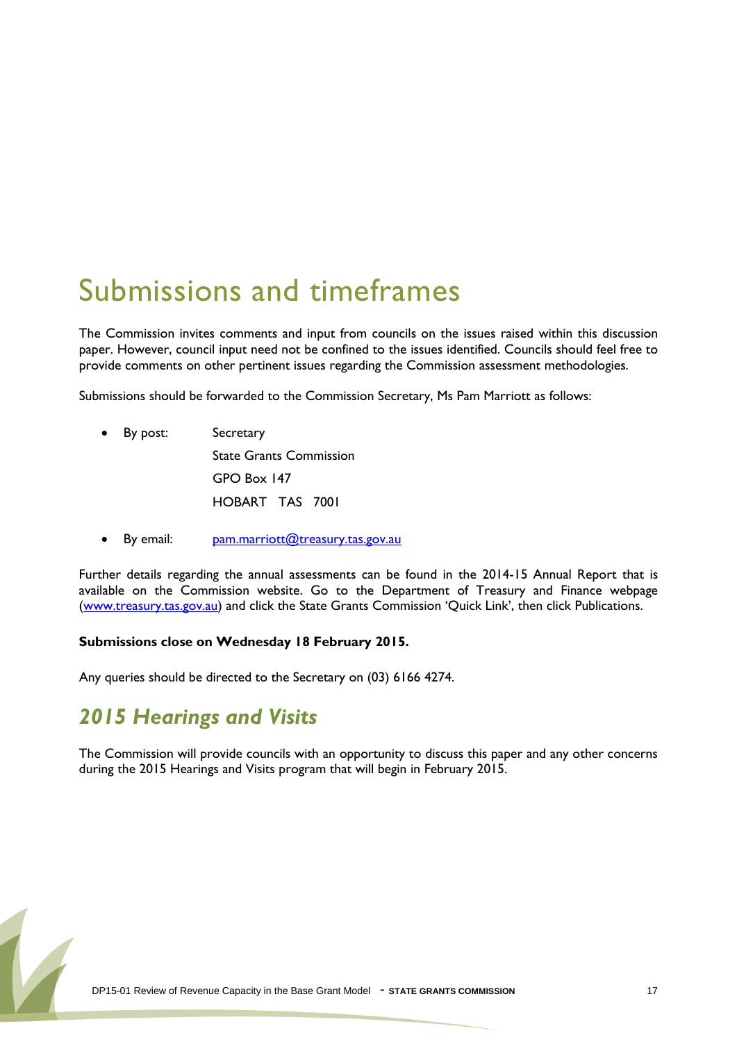# Submissions and timeframes

The Commission invites comments and input from councils on the issues raised within this discussion paper. However, council input need not be confined to the issues identified. Councils should feel free to provide comments on other pertinent issues regarding the Commission assessment methodologies.

Submissions should be forwarded to the Commission Secretary, Ms Pam Marriott as follows:

- By post: Secretary
  State Grants Commission
  GPO Box 147
  HOBART TAS 7001
- By email: pam.marriott@treasury.tas.gov.au

Further details regarding the annual assessments can be found in the 2014-15 Annual Report that is available on the Commission website. Go to the Department of Treasury and Finance webpage (www.treasury.tas.gov.au) and click the State Grants Commission 'Quick Link', then click Publications.

**Submissions close on Wednesday 18 February 2015.**

Any queries should be directed to the Secretary on (03) 6166 4274.

## *2015 Hearings and Visits*

The Commission will provide councils with an opportunity to discuss this paper and any other concerns during the 2015 Hearings and Visits program that will begin in February 2015.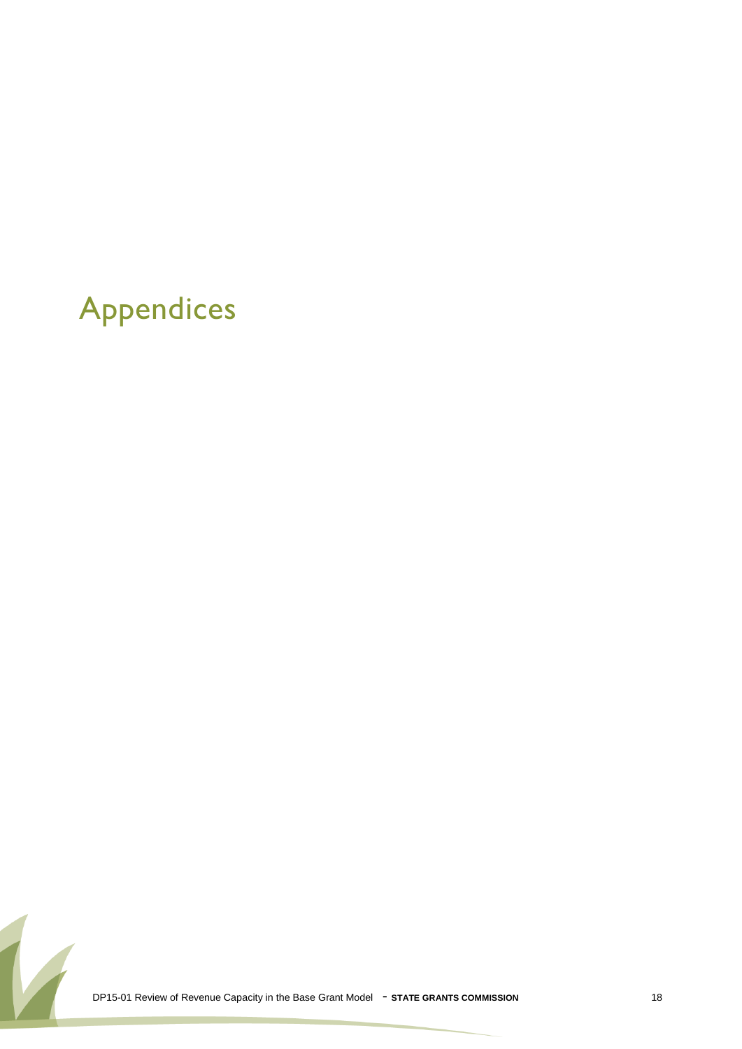# Appendices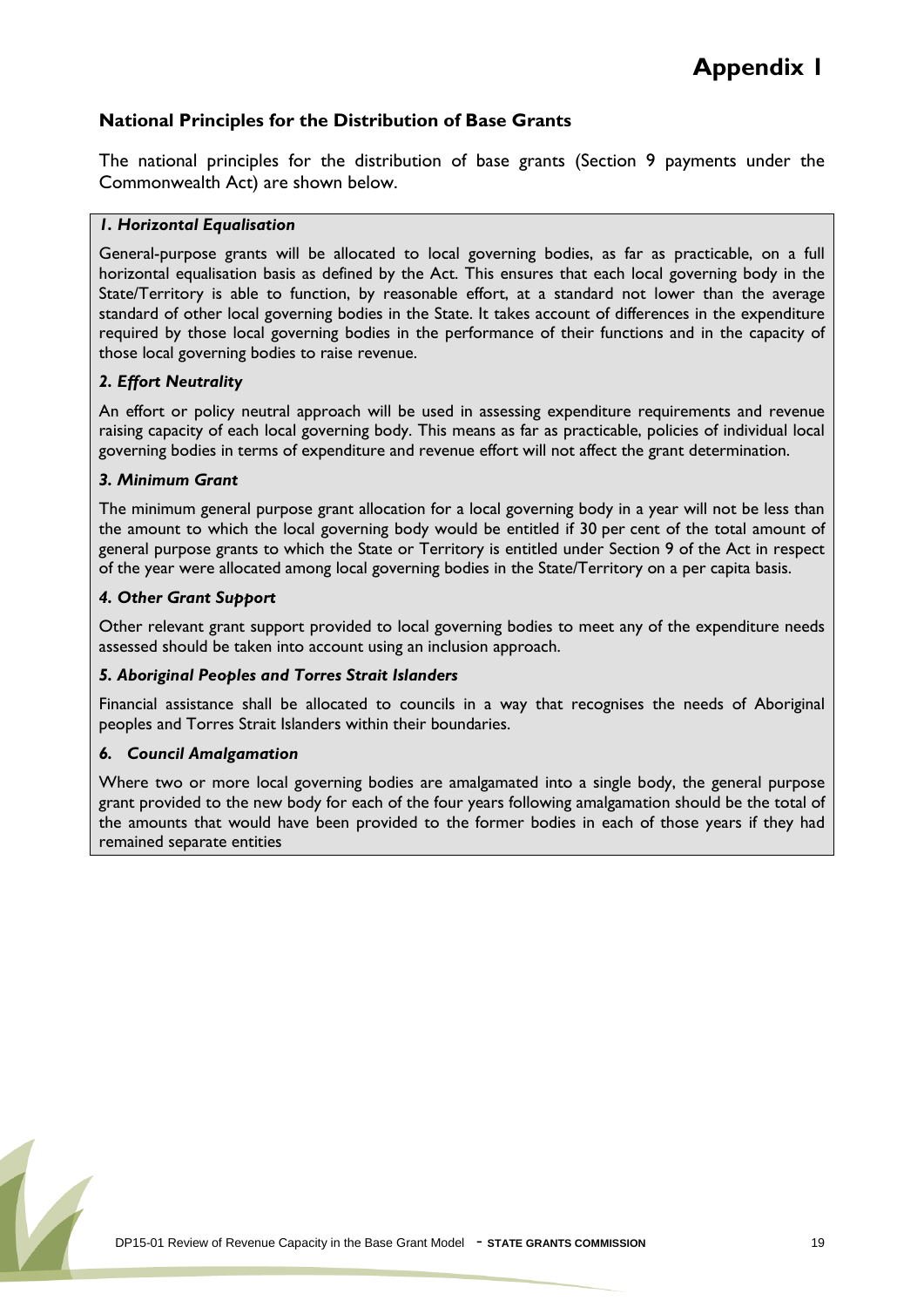# Appendix 1

## National Principles for the Distribution of Base Grants

The national principles for the distribution of base grants (Section 9 payments under the Commonwealth Act) are shown below.

***1. Horizontal Equalisation***

General-purpose grants will be allocated to local governing bodies, as far as practicable, on a full horizontal equalisation basis as defined by the Act. This ensures that each local governing body in the State/Territory is able to function, by reasonable effort, at a standard not lower than the average standard of other local governing bodies in the State. It takes account of differences in the expenditure required by those local governing bodies in the performance of their functions and in the capacity of those local governing bodies to raise revenue.

***2. Effort Neutrality***

An effort or policy neutral approach will be used in assessing expenditure requirements and revenue raising capacity of each local governing body. This means as far as practicable, policies of individual local governing bodies in terms of expenditure and revenue effort will not affect the grant determination.

***3. Minimum Grant***

The minimum general purpose grant allocation for a local governing body in a year will not be less than the amount to which the local governing body would be entitled if 30 per cent of the total amount of general purpose grants to which the State or Territory is entitled under Section 9 of the Act in respect of the year were allocated among local governing bodies in the State/Territory on a per capita basis.

***4. Other Grant Support***

Other relevant grant support provided to local governing bodies to meet any of the expenditure needs assessed should be taken into account using an inclusion approach.

***5. Aboriginal Peoples and Torres Strait Islanders***

Financial assistance shall be allocated to councils in a way that recognises the needs of Aboriginal peoples and Torres Strait Islanders within their boundaries.

***6. Council Amalgamation***

Where two or more local governing bodies are amalgamated into a single body, the general purpose grant provided to the new body for each of the four years following amalgamation should be the total of the amounts that would have been provided to the former bodies in each of those years if they had remained separate entities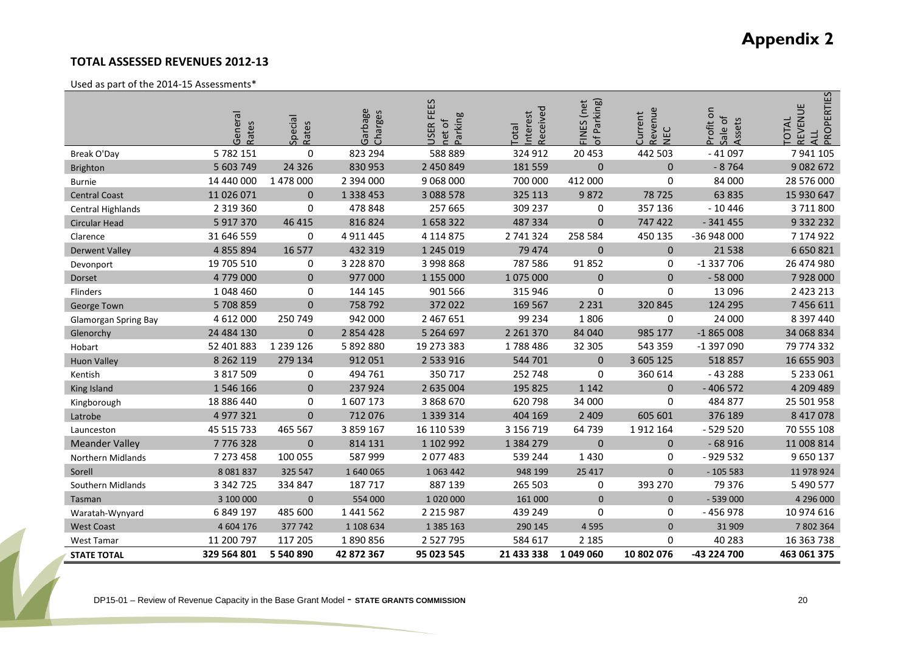# Appendix 2

**TOTAL ASSESSED REVENUES 2012-13**

Used as part of the 2014-15 Assessments*

| | General Rates | Special Rates | Garbage Charges | USER FEES net of Parking | Total Interest Received | FINES (net of Parking) | Current Revenue NEC | Profit on Sale of Assets | TOTAL REVENUE ALL PROPERTIES |
|---|---|---|---|---|---|---|---|---|---|
| Break O'Day | 5 782 151 | 0 | 823 294 | 588 889 | 324 912 | 20 453 | 442 503 | - 41 097 | 7 941 105 |
| Brighton | 5 603 749 | 24 326 | 830 953 | 2 450 849 | 181 559 | 0 | 0 | - 8 764 | 9 082 672 |
| Burnie | 14 440 000 | 1 478 000 | 2 394 000 | 9 068 000 | 700 000 | 412 000 | 0 | 84 000 | 28 576 000 |
| Central Coast | 11 026 071 | 0 | 1 338 453 | 3 088 578 | 325 113 | 9 872 | 78 725 | 63 835 | 15 930 647 |
| Central Highlands | 2 319 360 | 0 | 478 848 | 257 665 | 309 237 | 0 | 357 136 | - 10 446 | 3 711 800 |
| Circular Head | 5 917 370 | 46 415 | 816 824 | 1 658 322 | 487 334 | 0 | 747 422 | - 341 455 | 9 332 232 |
| Clarence | 31 646 559 | 0 | 4 911 445 | 4 114 875 | 2 741 324 | 258 584 | 450 135 | -36 948 000 | 7 174 922 |
| Derwent Valley | 4 855 894 | 16 577 | 432 319 | 1 245 019 | 79 474 | 0 | 0 | 21 538 | 6 650 821 |
| Devonport | 19 705 510 | 0 | 3 228 870 | 3 998 868 | 787 586 | 91 852 | 0 | -1 337 706 | 26 474 980 |
| Dorset | 4 779 000 | 0 | 977 000 | 1 155 000 | 1 075 000 | 0 | 0 | - 58 000 | 7 928 000 |
| Flinders | 1 048 460 | 0 | 144 145 | 901 566 | 315 946 | 0 | 0 | 13 096 | 2 423 213 |
| George Town | 5 708 859 | 0 | 758 792 | 372 022 | 169 567 | 2 231 | 320 845 | 124 295 | 7 456 611 |
| Glamorgan Spring Bay | 4 612 000 | 250 749 | 942 000 | 2 467 651 | 99 234 | 1 806 | 0 | 24 000 | 8 397 440 |
| Glenorchy | 24 484 130 | 0 | 2 854 428 | 5 264 697 | 2 261 370 | 84 040 | 985 177 | -1 865 008 | 34 068 834 |
| Hobart | 52 401 883 | 1 239 126 | 5 892 880 | 19 273 383 | 1 788 486 | 32 305 | 543 359 | -1 397 090 | 79 774 332 |
| Huon Valley | 8 262 119 | 279 134 | 912 051 | 2 533 916 | 544 701 | 0 | 3 605 125 | 518 857 | 16 655 903 |
| Kentish | 3 817 509 | 0 | 494 761 | 350 717 | 252 748 | 0 | 360 614 | - 43 288 | 5 233 061 |
| King Island | 1 546 166 | 0 | 237 924 | 2 635 004 | 195 825 | 1 142 | 0 | - 406 572 | 4 209 489 |
| Kingborough | 18 886 440 | 0 | 1 607 173 | 3 868 670 | 620 798 | 34 000 | 0 | 484 877 | 25 501 958 |
| Latrobe | 4 977 321 | 0 | 712 076 | 1 339 314 | 404 169 | 2 409 | 605 601 | 376 189 | 8 417 078 |
| Launceston | 45 515 733 | 465 567 | 3 859 167 | 16 110 539 | 3 156 719 | 64 739 | 1 912 164 | - 529 520 | 70 555 108 |
| Meander Valley | 7 776 328 | 0 | 814 131 | 1 102 992 | 1 384 279 | 0 | 0 | - 68 916 | 11 008 814 |
| Northern Midlands | 7 273 458 | 100 055 | 587 999 | 2 077 483 | 539 244 | 1 430 | 0 | - 929 532 | 9 650 137 |
| Sorell | 8 081 837 | 325 547 | 1 640 065 | 1 063 442 | 948 199 | 25 417 | 0 | - 105 583 | 11 978 924 |
| Southern Midlands | 3 342 725 | 334 847 | 187 717 | 887 139 | 265 503 | 0 | 393 270 | 79 376 | 5 490 577 |
| Tasman | 3 100 000 | 0 | 554 000 | 1 020 000 | 161 000 | 0 | 0 | - 539 000 | 4 296 000 |
| Waratah-Wynyard | 6 849 197 | 485 600 | 1 441 562 | 2 215 987 | 439 249 | 0 | 0 | - 456 978 | 10 974 616 |
| West Coast | 4 604 176 | 377 742 | 1 108 634 | 1 385 163 | 290 145 | 4 595 | 0 | 31 909 | 7 802 364 |
| West Tamar | 11 200 797 | 117 205 | 1 890 856 | 2 527 795 | 584 617 | 2 185 | 0 | 40 283 | 16 363 738 |
| **STATE TOTAL** | **329 564 801** | **5 540 890** | **42 872 367** | **95 023 545** | **21 433 338** | **1 049 060** | **10 802 076** | **-43 224 700** | **463 061 375** |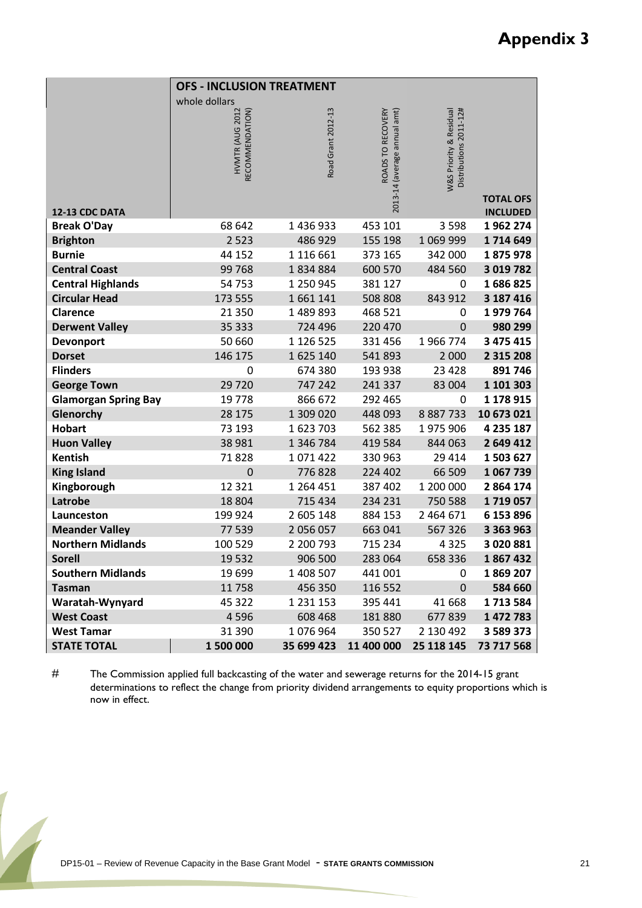# Appendix 3

| 12-13 CDC DATA | OFS - INCLUSION TREATMENT whole dollars HVMTR (AUG 2012 RECOMMENDATION) | Road Grant 2012-13 | ROADS TO RECOVERY 2013-14 (average annual amt) | W&S Priority & Residual Distributions 2011-12# | TOTAL OFS INCLUDED |
|---|---|---|---|---|---|
| **Break O'Day** | 68 642 | 1 436 933 | 453 101 | 3 598 | **1 962 274** |
| **Brighton** | 2 523 | 486 929 | 155 198 | 1 069 999 | **1 714 649** |
| **Burnie** | 44 152 | 1 116 661 | 373 165 | 342 000 | **1 875 978** |
| **Central Coast** | 99 768 | 1 834 884 | 600 570 | 484 560 | **3 019 782** |
| **Central Highlands** | 54 753 | 1 250 945 | 381 127 | 0 | **1 686 825** |
| **Circular Head** | 173 555 | 1 661 141 | 508 808 | 843 912 | **3 187 416** |
| **Clarence** | 21 350 | 1 489 893 | 468 521 | 0 | **1 979 764** |
| **Derwent Valley** | 35 333 | 724 496 | 220 470 | 0 | **980 299** |
| **Devonport** | 50 660 | 1 126 525 | 331 456 | 1 966 774 | **3 475 415** |
| **Dorset** | 146 175 | 1 625 140 | 541 893 | 2 000 | **2 315 208** |
| **Flinders** | 0 | 674 380 | 193 938 | 23 428 | **891 746** |
| **George Town** | 29 720 | 747 242 | 241 337 | 83 004 | **1 101 303** |
| **Glamorgan Spring Bay** | 19 778 | 866 672 | 292 465 | 0 | **1 178 915** |
| **Glenorchy** | 28 175 | 1 309 020 | 448 093 | 8 887 733 | **10 673 021** |
| **Hobart** | 73 193 | 1 623 703 | 562 385 | 1 975 906 | **4 235 187** |
| **Huon Valley** | 38 981 | 1 346 784 | 419 584 | 844 063 | **2 649 412** |
| **Kentish** | 71 828 | 1 071 422 | 330 963 | 29 414 | **1 503 627** |
| **King Island** | 0 | 776 828 | 224 402 | 66 509 | **1 067 739** |
| **Kingborough** | 12 321 | 1 264 451 | 387 402 | 1 200 000 | **2 864 174** |
| **Latrobe** | 18 804 | 715 434 | 234 231 | 750 588 | **1 719 057** |
| **Launceston** | 199 924 | 2 605 148 | 884 153 | 2 464 671 | **6 153 896** |
| **Meander Valley** | 77 539 | 2 056 057 | 663 041 | 567 326 | **3 363 963** |
| **Northern Midlands** | 100 529 | 2 200 793 | 715 234 | 4 325 | **3 020 881** |
| **Sorell** | 19 532 | 906 500 | 283 064 | 658 336 | **1 867 432** |
| **Southern Midlands** | 19 699 | 1 408 507 | 441 001 | 0 | **1 869 207** |
| **Tasman** | 11 758 | 456 350 | 116 552 | 0 | **584 660** |
| **Waratah-Wynyard** | 45 322 | 1 231 153 | 395 441 | 41 668 | **1 713 584** |
| **West Coast** | 4 596 | 608 468 | 181 880 | 677 839 | **1 472 783** |
| **West Tamar** | 31 390 | 1 076 964 | 350 527 | 2 130 492 | **3 589 373** |
| **STATE TOTAL** | **1 500 000** | **35 699 423** | **11 400 000** | **25 118 145** | **73 717 568** |

# The Commission applied full backcasting of the water and sewerage returns for the 2014-15 grant determinations to reflect the change from priority dividend arrangements to equity proportions which is now in effect.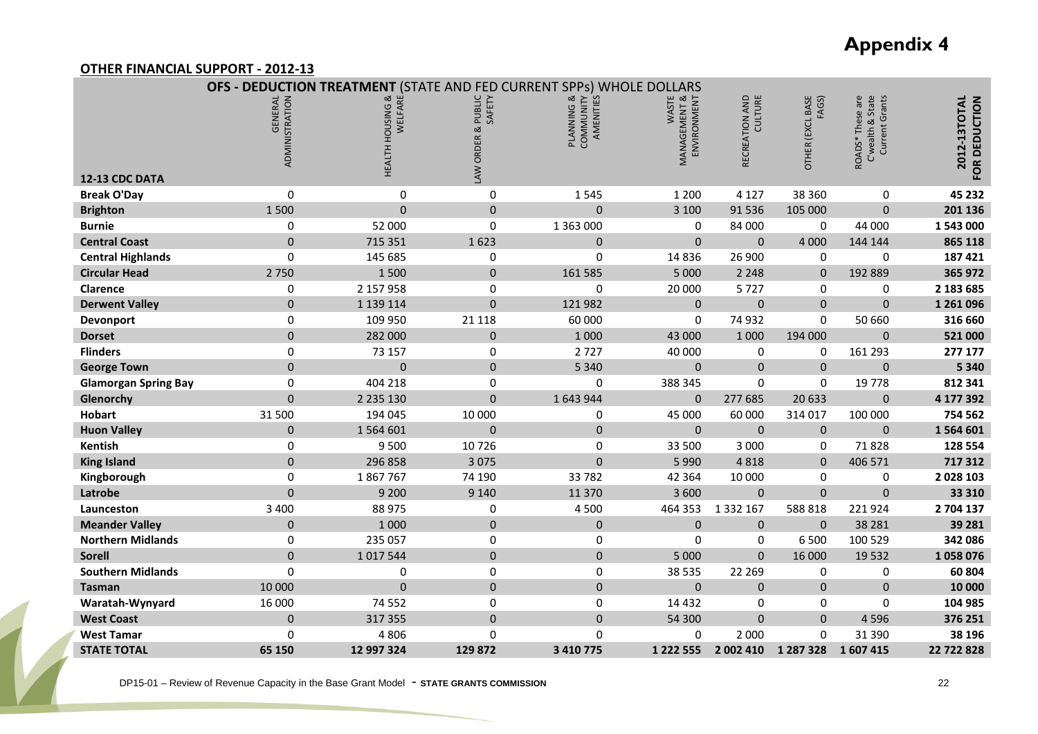# Appendix 4

**OTHER FINANCIAL SUPPORT - 2012-13**

**OFS - DEDUCTION TREATMENT** (STATE AND FED CURRENT SPPs) WHOLE DOLLARS

| 12-13 CDC DATA | GENERAL ADMINISTRATION | HEALTH HOUSING & WELFARE | LAW ORDER & PUBLIC SAFETY | PLANNING & COMMUNITY AMENITIES | WASTE MANAGEMENT & ENVIRONMENT | RECREATION AND CULTURE | OTHER (EXCL BASE FAGS) | ROADS* These are C'wealth & State Current Grants | 2012-13TOTAL FOR DEDUCTION |
|---|---|---|---|---|---|---|---|---|---|
| **Break O'Day** | 0 | 0 | 0 | 1 545 | 1 200 | 4 127 | 38 360 | 0 | **45 232** |
| **Brighton** | 1 500 | 0 | 0 | 0 | 3 100 | 91 536 | 105 000 | 0 | **201 136** |
| **Burnie** | 0 | 52 000 | 0 | 1 363 000 | 0 | 84 000 | 0 | 44 000 | **1 543 000** |
| **Central Coast** | 0 | 715 351 | 1 623 | 0 | 0 | 0 | 4 000 | 144 144 | **865 118** |
| **Central Highlands** | 0 | 145 685 | 0 | 0 | 14 836 | 26 900 | 0 | 0 | **187 421** |
| **Circular Head** | 2 750 | 1 500 | 0 | 161 585 | 5 000 | 2 248 | 0 | 192 889 | **365 972** |
| **Clarence** | 0 | 2 157 958 | 0 | 0 | 20 000 | 5 727 | 0 | 0 | **2 183 685** |
| **Derwent Valley** | 0 | 1 139 114 | 0 | 121 982 | 0 | 0 | 0 | 0 | **1 261 096** |
| **Devonport** | 0 | 109 950 | 21 118 | 60 000 | 0 | 74 932 | 0 | 50 660 | **316 660** |
| **Dorset** | 0 | 282 000 | 0 | 1 000 | 43 000 | 1 000 | 194 000 | 0 | **521 000** |
| **Flinders** | 0 | 73 157 | 0 | 2 727 | 40 000 | 0 | 0 | 161 293 | **277 177** |
| **George Town** | 0 | 0 | 0 | 5 340 | 0 | 0 | 0 | 0 | **5 340** |
| **Glamorgan Spring Bay** | 0 | 404 218 | 0 | 0 | 388 345 | 0 | 0 | 19 778 | **812 341** |
| **Glenorchy** | 0 | 2 235 130 | 0 | 1 643 944 | 0 | 277 685 | 20 633 | 0 | **4 177 392** |
| **Hobart** | 31 500 | 194 045 | 10 000 | 0 | 45 000 | 60 000 | 314 017 | 100 000 | **754 562** |
| **Huon Valley** | 0 | 1 564 601 | 0 | 0 | 0 | 0 | 0 | 0 | **1 564 601** |
| **Kentish** | 0 | 9 500 | 10 726 | 0 | 33 500 | 3 000 | 0 | 71 828 | **128 554** |
| **King Island** | 0 | 296 858 | 3 075 | 0 | 5 990 | 4 818 | 0 | 406 571 | **717 312** |
| **Kingborough** | 0 | 1 867 767 | 74 190 | 33 782 | 42 364 | 10 000 | 0 | 0 | **2 028 103** |
| **Latrobe** | 0 | 9 200 | 9 140 | 11 370 | 3 600 | 0 | 0 | 0 | **33 310** |
| **Launceston** | 3 400 | 88 975 | 0 | 4 500 | 464 353 | 1 332 167 | 588 818 | 221 924 | **2 704 137** |
| **Meander Valley** | 0 | 1 000 | 0 | 0 | 0 | 0 | 0 | 38 281 | **39 281** |
| **Northern Midlands** | 0 | 235 057 | 0 | 0 | 0 | 0 | 6 500 | 100 529 | **342 086** |
| **Sorell** | 0 | 1 017 544 | 0 | 0 | 5 000 | 0 | 16 000 | 19 532 | **1 058 076** |
| **Southern Midlands** | 0 | 0 | 0 | 0 | 38 535 | 22 269 | 0 | 0 | **60 804** |
| **Tasman** | 10 000 | 0 | 0 | 0 | 0 | 0 | 0 | 0 | **10 000** |
| **Waratah-Wynyard** | 16 000 | 74 552 | 0 | 0 | 14 432 | 0 | 0 | 0 | **104 985** |
| **West Coast** | 0 | 317 355 | 0 | 0 | 54 300 | 0 | 0 | 4 596 | **376 251** |
| **West Tamar** | 0 | 4 806 | 0 | 0 | 0 | 2 000 | 0 | 31 390 | **38 196** |
| **STATE TOTAL** | **65 150** | **12 997 324** | **129 872** | **3 410 775** | **1 222 555** | **2 002 410** | **1 287 328** | **1 607 415** | **22 722 828** |

DP15-01 – Review of Revenue Capacity in the Base Grant Model - **STATE GRANTS COMMISSION**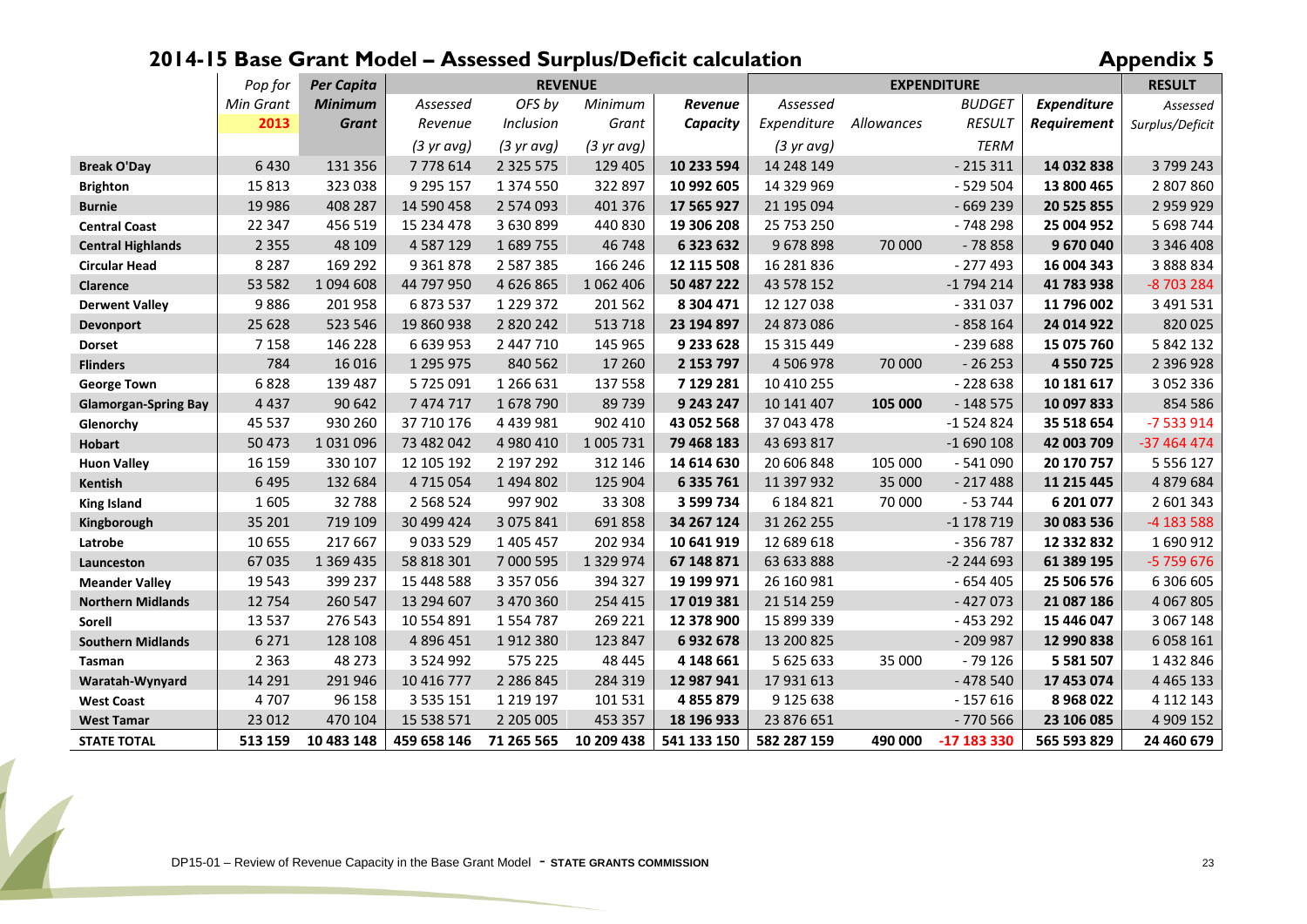# 2014-15 Base Grant Model – Assessed Surplus/Deficit calculation

## Appendix 5

| | Pop for | Per Capita | REVENUE | | | | EXPENDITURE | | | | RESULT |
|---|---|---|---|---|---|---|---|---|---|---|---|
| | Min Grant | **Minimum** | Assessed | OFS by | Minimum | **Revenue** | Assessed | | BUDGET | **Expenditure** | Assessed |
| | **2013** | **Grant** | Revenue | Inclusion | Grant | **Capacity** | Expenditure | Allowances | RESULT | **Requirement** | Surplus/Deficit |
| | | | (3 yr avg) | (3 yr avg) | (3 yr avg) | | (3 yr avg) | | TERM | | |
| **Break O'Day** | 6 430 | 131 356 | 7 778 614 | 2 325 575 | 129 405 | **10 233 594** | 14 248 149 | | - 215 311 | **14 032 838** | 3 799 243 |
| **Brighton** | 15 813 | 323 038 | 9 295 157 | 1 374 550 | 322 897 | **10 992 605** | 14 329 969 | | - 529 504 | **13 800 465** | 2 807 860 |
| **Burnie** | 19 986 | 408 287 | 14 590 458 | 2 574 093 | 401 376 | **17 565 927** | 21 195 094 | | - 669 239 | **20 525 855** | 2 959 929 |
| **Central Coast** | 22 347 | 456 519 | 15 234 478 | 3 630 899 | 440 830 | **19 306 208** | 25 753 250 | | - 748 298 | **25 004 952** | 5 698 744 |
| **Central Highlands** | 2 355 | 48 109 | 4 587 129 | 1 689 755 | 46 748 | **6 323 632** | 9 678 898 | 70 000 | - 78 858 | **9 670 040** | 3 346 408 |
| **Circular Head** | 8 287 | 169 292 | 9 361 878 | 2 587 385 | 166 246 | **12 115 508** | 16 281 836 | | - 277 493 | **16 004 343** | 3 888 834 |
| **Clarence** | 53 582 | 1 094 608 | 44 797 950 | 4 626 865 | 1 062 406 | **50 487 222** | 43 578 152 | | -1 794 214 | **41 783 938** | -8 703 284 |
| **Derwent Valley** | 9 886 | 201 958 | 6 873 537 | 1 229 372 | 201 562 | **8 304 471** | 12 127 038 | | - 331 037 | **11 796 002** | 3 491 531 |
| **Devonport** | 25 628 | 523 546 | 19 860 938 | 2 820 242 | 513 718 | **23 194 897** | 24 873 086 | | - 858 164 | **24 014 922** | 820 025 |
| **Dorset** | 7 158 | 146 228 | 6 639 953 | 2 447 710 | 145 965 | **9 233 628** | 15 315 449 | | - 239 688 | **15 075 760** | 5 842 132 |
| **Flinders** | 784 | 16 016 | 1 295 975 | 840 562 | 17 260 | **2 153 797** | 4 506 978 | 70 000 | - 26 253 | **4 550 725** | 2 396 928 |
| **George Town** | 6 828 | 139 487 | 5 725 091 | 1 266 631 | 137 558 | **7 129 281** | 10 410 255 | | - 228 638 | **10 181 617** | 3 052 336 |
| **Glamorgan-Spring Bay** | 4 437 | 90 642 | 7 474 717 | 1 678 790 | 89 739 | **9 243 247** | 10 141 407 | **105 000** | - 148 575 | **10 097 833** | 854 586 |
| **Glenorchy** | 45 537 | 930 260 | 37 710 176 | 4 439 981 | 902 410 | **43 052 568** | 37 043 478 | | -1 524 824 | **35 518 654** | -7 533 914 |
| **Hobart** | 50 473 | 1 031 096 | 73 482 042 | 4 980 410 | 1 005 731 | **79 468 183** | 43 693 817 | | -1 690 108 | **42 003 709** | -37 464 474 |
| **Huon Valley** | 16 159 | 330 107 | 12 105 192 | 2 197 292 | 312 146 | **14 614 630** | 20 606 848 | 105 000 | - 541 090 | **20 170 757** | 5 556 127 |
| **Kentish** | 6 495 | 132 684 | 4 715 054 | 1 494 802 | 125 904 | **6 335 761** | 11 397 932 | 35 000 | - 217 488 | **11 215 445** | 4 879 684 |
| **King Island** | 1 605 | 32 788 | 2 568 524 | 997 902 | 33 308 | **3 599 734** | 6 184 821 | 70 000 | - 53 744 | **6 201 077** | 2 601 343 |
| **Kingborough** | 35 201 | 719 109 | 30 499 424 | 3 075 841 | 691 858 | **34 267 124** | 31 262 255 | | -1 178 719 | **30 083 536** | -4 183 588 |
| **Latrobe** | 10 655 | 217 667 | 9 033 529 | 1 405 457 | 202 934 | **10 641 919** | 12 689 618 | | - 356 787 | **12 332 832** | 1 690 912 |
| **Launceston** | 67 035 | 1 369 435 | 58 818 301 | 7 000 595 | 1 329 974 | **67 148 871** | 63 633 888 | | -2 244 693 | **61 389 195** | -5 759 676 |
| **Meander Valley** | 19 543 | 399 237 | 15 448 588 | 3 357 056 | 394 327 | **19 199 971** | 26 160 981 | | - 654 405 | **25 506 576** | 6 306 605 |
| **Northern Midlands** | 12 754 | 260 547 | 13 294 607 | 3 470 360 | 254 415 | **17 019 381** | 21 514 259 | | - 427 073 | **21 087 186** | 4 067 805 |
| **Sorell** | 13 537 | 276 543 | 10 554 891 | 1 554 787 | 269 221 | **12 378 900** | 15 899 339 | | - 453 292 | **15 446 047** | 3 067 148 |
| **Southern Midlands** | 6 271 | 128 108 | 4 896 451 | 1 912 380 | 123 847 | **6 932 678** | 13 200 825 | | - 209 987 | **12 990 838** | 6 058 161 |
| **Tasman** | 2 363 | 48 273 | 3 524 992 | 575 225 | 48 445 | **4 148 661** | 5 625 633 | 35 000 | - 79 126 | **5 581 507** | 1 432 846 |
| **Waratah-Wynyard** | 14 291 | 291 946 | 10 416 777 | 2 286 845 | 284 319 | **12 987 941** | 17 931 613 | | - 478 540 | **17 453 074** | 4 465 133 |
| **West Coast** | 4 707 | 96 158 | 3 535 151 | 1 219 197 | 101 531 | **4 855 879** | 9 125 638 | | - 157 616 | **8 968 022** | 4 112 143 |
| **West Tamar** | 23 012 | 470 104 | 15 538 571 | 2 205 005 | 453 357 | **18 196 933** | 23 876 651 | | - 770 566 | **23 106 085** | 4 909 152 |
| **STATE TOTAL** | **513 159** | **10 483 148** | **459 658 146** | **71 265 565** | **10 209 438** | **541 133 150** | **582 287 159** | **490 000** | **-17 183 330** | **565 593 829** | **24 460 679** |

DP15-01 – Review of Revenue Capacity in the Base Grant Model - STATE GRANTS COMMISSION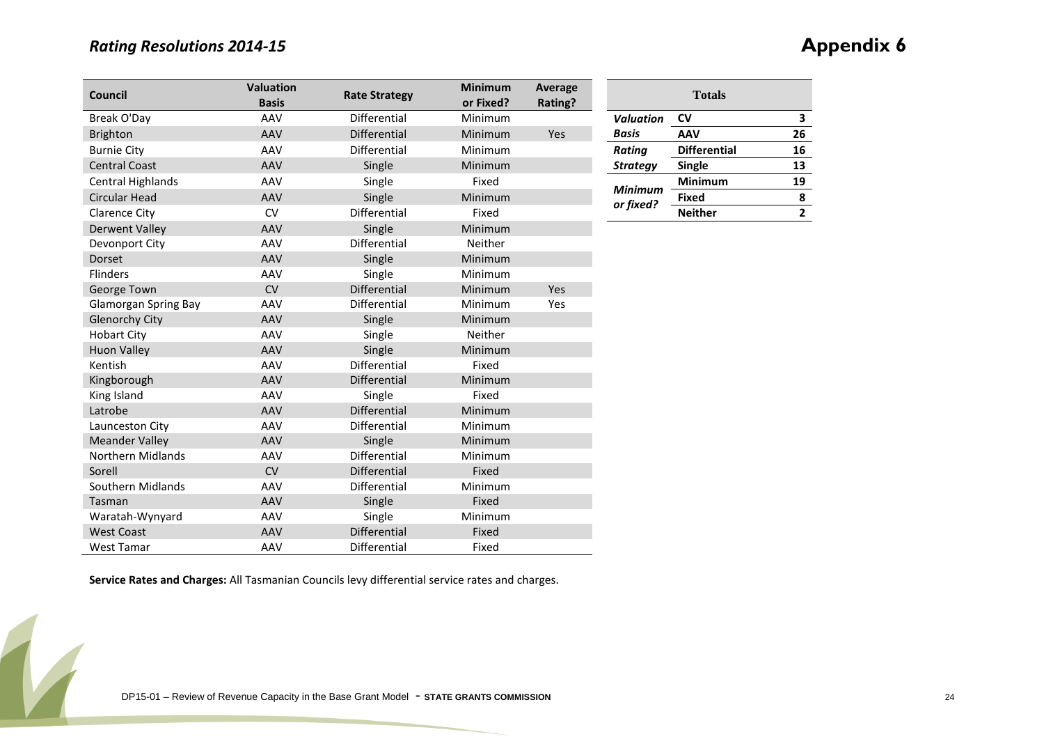## *Rating Resolutions 2014-15*

# Appendix 6

| Council | Valuation Basis | Rate Strategy | Minimum or Fixed? | Average Rating? |
|---|---|---|---|---|
| Break O'Day | AAV | Differential | Minimum | |
| Brighton | AAV | Differential | Minimum | Yes |
| Burnie City | AAV | Differential | Minimum | |
| Central Coast | AAV | Single | Minimum | |
| Central Highlands | AAV | Single | Fixed | |
| Circular Head | AAV | Single | Minimum | |
| Clarence City | CV | Differential | Fixed | |
| Derwent Valley | AAV | Single | Minimum | |
| Devonport City | AAV | Differential | Neither | |
| Dorset | AAV | Single | Minimum | |
| Flinders | AAV | Single | Minimum | |
| George Town | CV | Differential | Minimum | Yes |
| Glamorgan Spring Bay | AAV | Differential | Minimum | Yes |
| Glenorchy City | AAV | Single | Minimum | |
| Hobart City | AAV | Single | Neither | |
| Huon Valley | AAV | Single | Minimum | |
| Kentish | AAV | Differential | Fixed | |
| Kingborough | AAV | Differential | Minimum | |
| King Island | AAV | Single | Fixed | |
| Latrobe | AAV | Differential | Minimum | |
| Launceston City | AAV | Differential | Minimum | |
| Meander Valley | AAV | Single | Minimum | |
| Northern Midlands | AAV | Differential | Minimum | |
| Sorell | CV | Differential | Fixed | |
| Southern Midlands | AAV | Differential | Minimum | |
| Tasman | AAV | Single | Fixed | |
| Waratah-Wynyard | AAV | Single | Minimum | |
| West Coast | AAV | Differential | Fixed | |
| West Tamar | AAV | Differential | Fixed | |

| Totals | | |
|---|---|---|
| ***Valuation Basis*** | **CV** | **3** |
| | **AAV** | **26** |
| ***Rating Strategy*** | **Differential** | **16** |
| | **Single** | **13** |
| ***Minimum or fixed?*** | **Minimum** | **19** |
| | **Fixed** | **8** |
| | **Neither** | **2** |

**Service Rates and Charges:** All Tasmanian Councils levy differential service rates and charges.